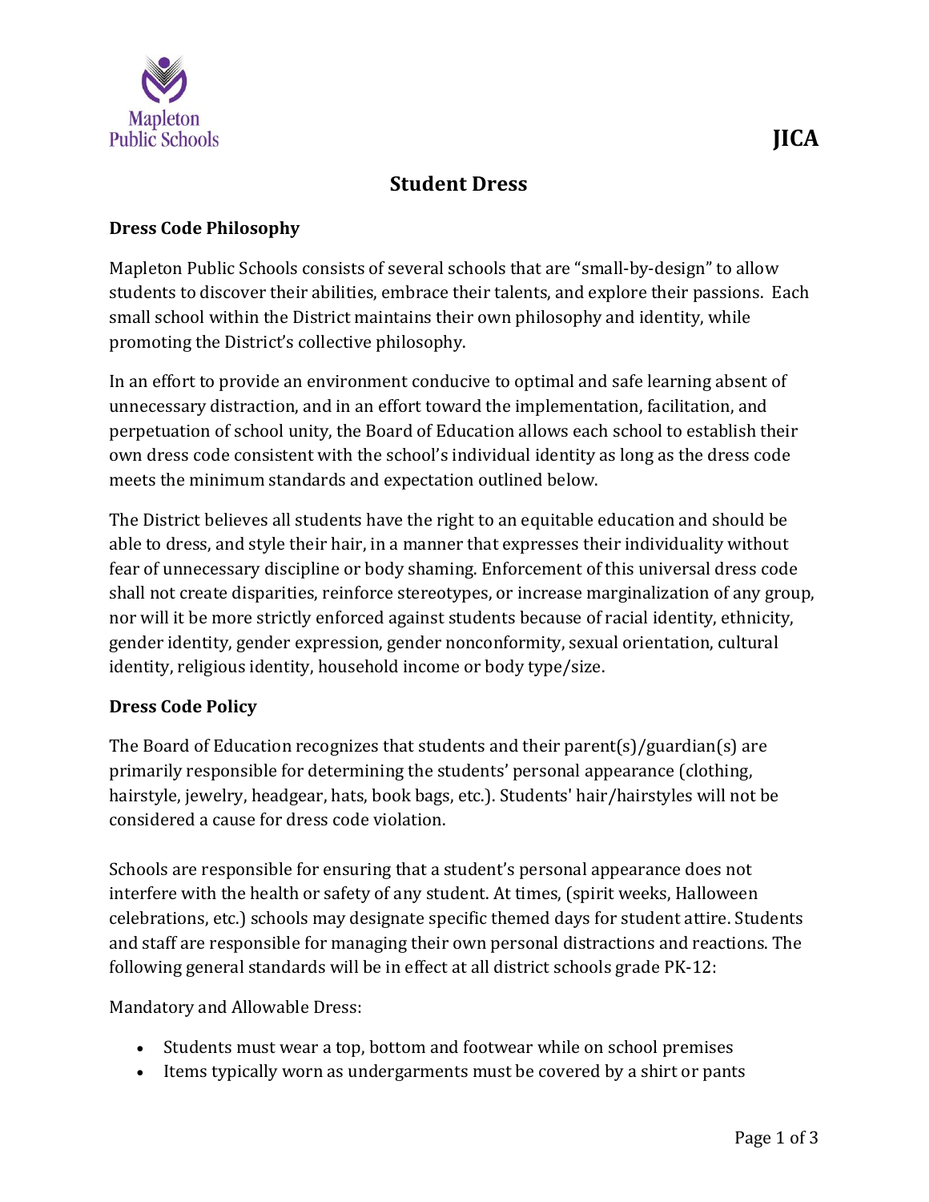JICA

# Student Dress

## Dress Code Philosophy

Mapleton Public Schools consists of several schools that are "small-by-design" to allow students to discover their abilities, embrace their talents, and explore their passions. Each small school within the District maintains their own philosophy and identity, while promoting the District's collective philosophy.

In an effort to provide an environment conducive to optimal and safe learning absent of unnecessary distraction, and in an effort toward the implementation, facilitation, and perpetuation of school unity, the Board of Education allows each school to establish their own dress code consistent with the school's individual identity as long as the dress code meets the minimum standards and expectation outlined below.

The District believes all students have the right to an equitable education and should be able to dress, and style their hair, in a manner that expresses their individuality without fear of unnecessary discipline or body shaming. Enforcement of this universal dress code shall not create disparities, reinforce stereotypes, or increase marginalization of any group, nor will it be more strictly enforced against students because of racial identity, ethnicity, gender identity, gender expression, gender nonconformity, sexual orientation, cultural identity, religious identity, household income or body type/size.

## Dress Code Policy

The Board of Education recognizes that students and their parent(s)/guardian(s) are primarily responsible for determining the students' personal appearance (clothing, hairstyle, jewelry, headgear, hats, book bags, etc.). Students' hair/hairstyles will not be considered a cause for dress code violation.

Schools are responsible for ensuring that a student's personal appearance does not interfere with the health or safety of any student. At times, (spirit weeks, Halloween celebrations, etc.) schools may designate specific themed days for student attire. Students and staff are responsible for managing their own personal distractions and reactions. The following general standards will be in effect at all district schools grade PK-12:

Mandatory and Allowable Dress:

- Students must wear a top, bottom and footwear while on school premises
- Items typically worn as undergarments must be covered by a shirt or pants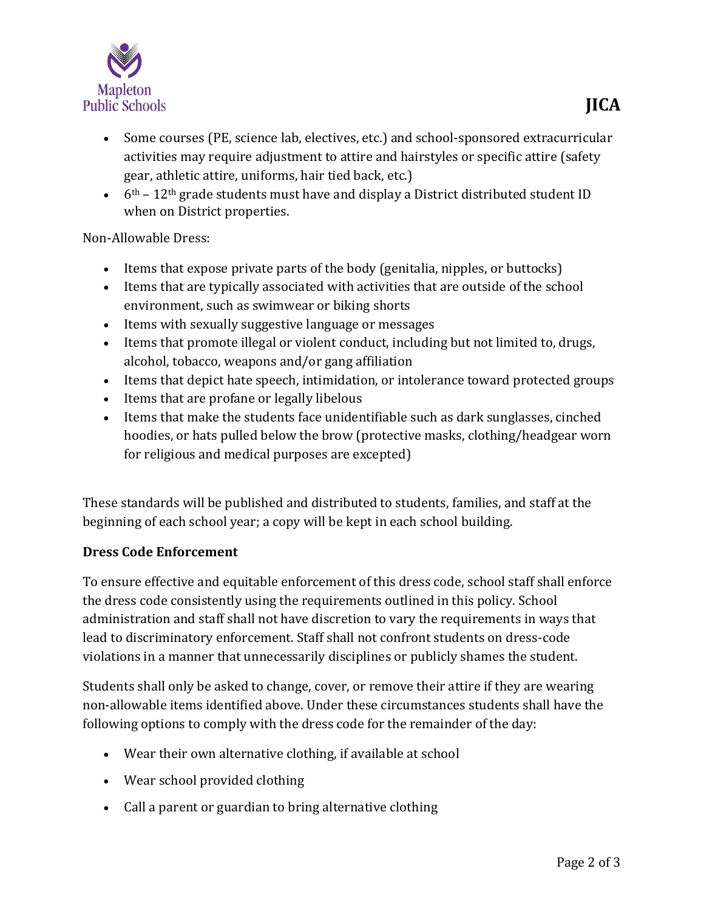- Some courses (PE, science lab, electives, etc.) and school-sponsored extracurricular activities may require adjustment to attire and hairstyles or specific attire (safety gear, athletic attire, uniforms, hair tied back, etc.)
- $6^{th}$ – $12^{th}$ grade students must have and display a District distributed student ID when on District properties.

Non-Allowable Dress:

- Items that expose private parts of the body (genitalia, nipples, or buttocks)
- Items that are typically associated with activities that are outside of the school environment, such as swimwear or biking shorts
- Items with sexually suggestive language or messages
- Items that promote illegal or violent conduct, including but not limited to, drugs, alcohol, tobacco, weapons and/or gang affiliation
- Items that depict hate speech, intimidation, or intolerance toward protected groups
- Items that are profane or legally libelous
- Items that make the students face unidentifiable such as dark sunglasses, cinched hoodies, or hats pulled below the brow (protective masks, clothing/headgear worn for religious and medical purposes are excepted)

These standards will be published and distributed to students, families, and staff at the beginning of each school year; a copy will be kept in each school building.

**Dress Code Enforcement**

To ensure effective and equitable enforcement of this dress code, school staff shall enforce the dress code consistently using the requirements outlined in this policy. School administration and staff shall not have discretion to vary the requirements in ways that lead to discriminatory enforcement. Staff shall not confront students on dress-code violations in a manner that unnecessarily disciplines or publicly shames the student.

Students shall only be asked to change, cover, or remove their attire if they are wearing non-allowable items identified above. Under these circumstances students shall have the following options to comply with the dress code for the remainder of the day:

- Wear their own alternative clothing, if available at school
- Wear school provided clothing
- Call a parent or guardian to bring alternative clothing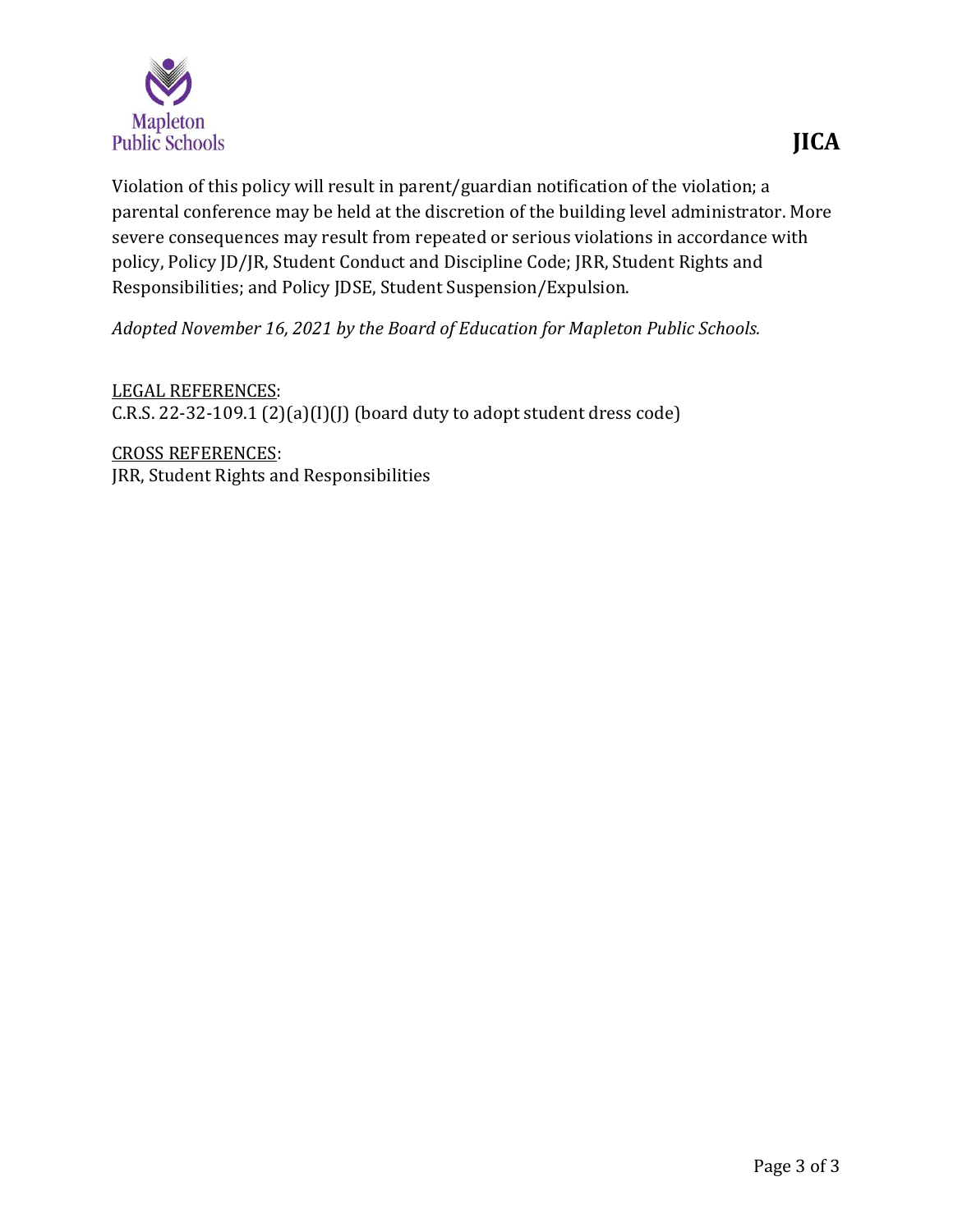Violation of this policy will result in parent/guardian notification of the violation; a parental conference may be held at the discretion of the building level administrator. More severe consequences may result from repeated or serious violations in accordance with policy, Policy JD/JR, Student Conduct and Discipline Code; JRR, Student Rights and Responsibilities; and Policy JDSE, Student Suspension/Expulsion.

*Adopted November 16, 2021 by the Board of Education for Mapleton Public Schools.*

LEGAL REFERENCES:
C.R.S. 22-32-109.1 (2)(a)(I)(J) (board duty to adopt student dress code)

CROSS REFERENCES:
JRR, Student Rights and Responsibilities